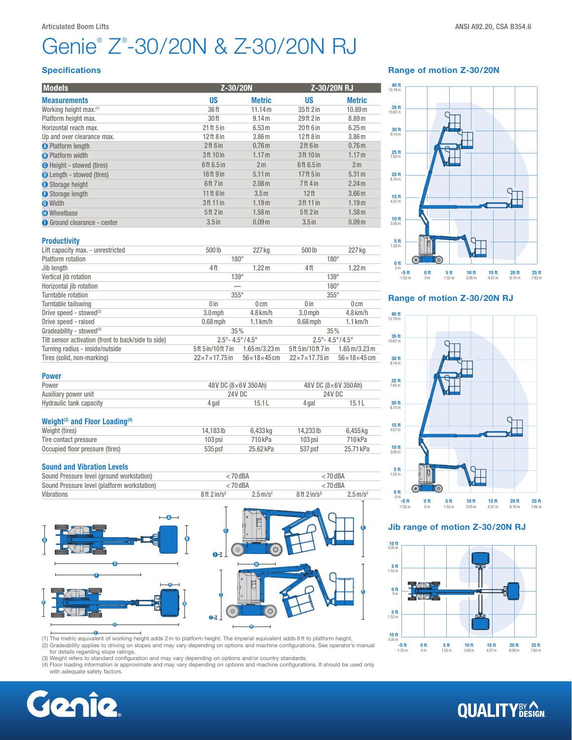Articulated Boom Lifts

ANSI A92.20, CSA B354.6

# Genie® Z®-30/20N & Z-30/20N RJ

## Specifications

| Models | Z-30/20N | | Z-30/20N RJ | |
|---|---|---|---|---|
| **Measurements** | **US** | **Metric** | **US** | **Metric** |
| Working height max.[1] | 36 ft | 11.14 m | 35 ft 2 in | 10.89 m |
| Platform height max. | 30 ft | 9.14 m | 29 ft 2 in | 8.89 m |
| Horizontal reach max. | 21 ft 5 in | 6.53 m | 20 ft 6 in | 6.25 m |
| Up and over clearance max. | 12 ft 8 in | 3.86 m | 12 ft 8 in | 3.86 m |
| A Platform length | 2 ft 6 in | 0.76 m | 2 ft 6 in | 0.76 m |
| B Platform width | 3 ft 10 in | 1.17 m | 3 ft 10 in | 1.17 m |
| C Height - stowed (tires) | 6 ft 6.5 in | 2 m | 6 ft 6.5 in | 2 m |
| D Length - stowed (tires) | 16 ft 9 in | 5.11 m | 17 ft 5 in | 5.31 m |
| E Storage height | 6 ft 7 in | 2.08 m | 7 ft 4 in | 2.24 m |
| F Storage length | 11 ft 6 in | 3.5 m | 12 ft | 3.66 m |
| G Width | 3 ft 11 in | 1.19 m | 3 ft 11 in | 1.19 m |
| H Wheelbase | 5 ft 2 in | 1.58 m | 5 ft 2 in | 1.58 m |
| I Ground clearance - center | 3.5 in | 0.09 m | 3.5 in | 0.09 m |

### Productivity

| | | | | |
|---|---|---|---|---|
| Lift capacity max. - unrestricted | 500 lb | 227 kg | 500 lb | 227 kg |
| Platform rotation | 180° | | 180° | |
| Jib length | 4 ft | 1.22 m | 4 ft | 1.22 m |
| Vertical jib rotation | 139° | | 139° | |
| Horizontal jib rotation | — | | 180° | |
| Turntable rotation | 355° | | 355° | |
| Turntable tailswing | 0 in | 0 cm | 0 in | 0 cm |
| Drive speed - stowed[2] | 3.0 mph | 4.8 km/h | 3.0 mph | 4.8 km/h |
| Drive speed - raised | 0.68 mph | 1.1 km/h | 0.68 mph | 1.1 km/h |
| Gradeability - stowed[2] | 35% | | 35% | |
| Tilt sensor activation (front to back/side to side) | 2.5°- 4.5°/4.5° | | 2.5°- 4.5°/4.5° | |
| Turning radius - inside/outside | 5 ft 5 in/10 ft 7 in | 1.65 m/3.23 m | 5 ft 5 in/10 ft 7 in | 1.65 m/3.23 m |
| Tires (solid, non-marking) | 22×7×17.75 in | 56×18×45 cm | 22×7×17.75 in | 56×18×45 cm |

### Power

| | | | | |
|---|---|---|---|---|
| Power | 48V DC (8×6V 350Ah) | | 48V DC (8×6V 350Ah) | |
| Auxiliary power unit | 24V DC | | 24V DC | |
| Hydraulic tank capacity | 4 gal | 15.1 L | 4 gal | 15.1 L |

### Weight[3] and Floor Loading[4]

| | | | | |
|---|---|---|---|---|
| Weight (tires) | 14,183 lb | 6,433 kg | 14,233 lb | 6,455 kg |
| Tire contact pressure | 103 psi | 710 kPa | 103 psi | 710 kPa |
| Occupied floor pressure (tires) | 535 psf | 25.62 kPa | 537 psf | 25.71 kPa |

### Sound and Vibration Levels

| | | | | |
|---|---|---|---|---|
| Sound Pressure level (ground workstation) | <70 dBA | | <70 dBA | |
| Sound Pressure level (platform workstation) | <70 dBA | | <70 dBA | |
| Vibrations | 8 ft 2 in/s² | 2.5 m/s² | 8 ft 2 in/s² | 2.5 m/s² |

(1) The metric equivalent of working height adds 2 m to platform height. The imperial equivalent adds 6 ft to platform height.
(2) Gradeability applies to driving on slopes and may vary depending on options and machine configurations. See operator's manual for details regarding slope ratings.
(3) Weight refers to standard configuration and may vary depending on options and/or country standards.
(4) Floor loading information is approximate and may vary depending on options and machine configurations. It should be used only with adequate safety factors.

## Range of motion Z-30/20N

40 ft 12.19 m
35 ft 10.67 m
30 ft 9.14 m
25 ft 7.62 m
20 ft 6.10 m
15 ft 4.57 m
10 ft 3.05 m
5 ft 1.52 m
0 ft 0 m
-5 ft -1.52 m, 0 ft 0 m, 5 ft 1.52 m, 10 ft 3.05 m, 15 ft 4.57 m, 20 ft 6.10 m, 25 ft 7.62 m

## Range of motion Z-30/20N RJ

40 ft 12.19 m
35 ft 10.67 m
30 ft 9.14 m
25 ft 7.62 m
20 ft 6.10 m
15 ft 4.57 m
10 ft 3.05 m
5 ft 1.52 m
0 ft 0 m
-5 ft -1.52 m, 0 ft 0 m, 5 ft 1.52 m, 10 ft 3.05 m, 15 ft 4.57 m, 20 ft 6.10 m, 25 ft 7.62 m

## Jib range of motion Z-30/20N RJ

10 ft 3.05 m
5 ft 1.52 m
0 ft 0 m
5 ft 1.52 m
10 ft 3.05 m
-5 ft -1.52 m, 0 ft 0 m, 5 ft 1.52 m, 10 ft 3.05 m, 15 ft 4.57 m, 20 ft 6.09 m, 25 ft 7.62 m

Genie®

QUALITY BY DESIGN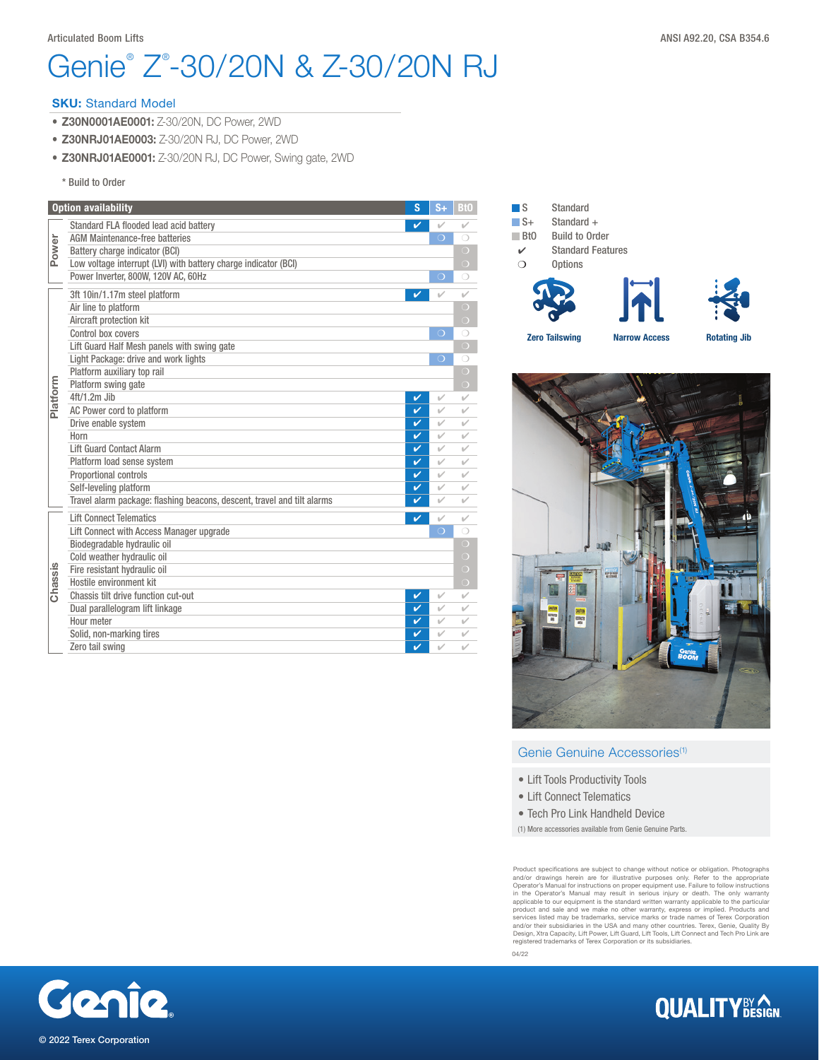# Genie® Z®-30/20N & Z-30/20N RJ

Articulated Boom Lifts — ANSI A92.20, CSA B354.6

**SKU:** Standard Model

- **Z30N0001AE0001:** Z-30/20N, DC Power, 2WD
- **Z30NRJ01AE0003:** Z-30/20N RJ, DC Power, 2WD
- **Z30NRJ01AE0001:** Z-30/20N RJ, DC Power, Swing gate, 2WD

\* Build to Order

| | Option availability | S | S+ | BtO |
|---|---|---|---|---|
| Power | Standard FLA flooded lead acid battery | ✔ | ✔ | ✔ |
| | AGM Maintenance-free batteries | | ❍ | ❍ |
| | Battery charge indicator (BCI) | | | ❍ |
| | Low voltage interrupt (LVI) with battery charge indicator (BCI) | | | ❍ |
| | Power Inverter, 800W, 120V AC, 60Hz | | ❍ | ❍ |
| Platform | 3ft 10in/1.17m steel platform | ✔ | ✔ | ✔ |
| | Air line to platform | | | ❍ |
| | Aircraft protection kit | | | ❍ |
| | Control box covers | | ❍ | ❍ |
| | Lift Guard Half Mesh panels with swing gate | | | ❍ |
| | Light Package: drive and work lights | | ❍ | ❍ |
| | Platform auxiliary top rail | | | ❍ |
| | Platform swing gate | | | ❍ |
| | 4ft/1.2m Jib | ✔ | ✔ | ✔ |
| | AC Power cord to platform | ✔ | ✔ | ✔ |
| | Drive enable system | ✔ | ✔ | ✔ |
| | Horn | ✔ | ✔ | ✔ |
| | Lift Guard Contact Alarm | ✔ | ✔ | ✔ |
| | Platform load sense system | ✔ | ✔ | ✔ |
| | Proportional controls | ✔ | ✔ | ✔ |
| | Self-leveling platform | ✔ | ✔ | ✔ |
| | Travel alarm package: flashing beacons, descent, travel and tilt alarms | ✔ | ✔ | ✔ |
| Chassis | Lift Connect Telematics | ✔ | ✔ | ✔ |
| | Lift Connect with Access Manager upgrade | | ❍ | ❍ |
| | Biodegradable hydraulic oil | | | ❍ |
| | Cold weather hydraulic oil | | | ❍ |
| | Fire resistant hydraulic oil | | | ❍ |
| | Hostile environment kit | | | ❍ |
| | Chassis tilt drive function cut-out | ✔ | ✔ | ✔ |
| | Dual parallelogram lift linkage | ✔ | ✔ | ✔ |
| | Hour meter | ✔ | ✔ | ✔ |
| | Solid, non-marking tires | ✔ | ✔ | ✔ |
| | Zero tail swing | ✔ | ✔ | ✔ |

- S — Standard
- S+ — Standard +
- BtO — Build to Order
- ✔ — Standard Features
- ❍ — Options

Zero Tailswing — Narrow Access — Rotating Jib

## Genie Genuine Accessories[1]

- Lift Tools Productivity Tools
- Lift Connect Telematics
- Tech Pro Link Handheld Device

(1) More accessories available from Genie Genuine Parts.

Product specifications are subject to change without notice or obligation. Photographs and/or drawings herein are for illustrative purposes only. Refer to the appropriate Operator's Manual for instructions on proper equipment use. Failure to follow instructions in the Operator's Manual may result in serious injury or death. The only warranty applicable to our equipment is the standard written warranty applicable to the particular product and sale and we make no other warranty, express or implied. Products and services listed may be trademarks, service marks or trade names of Terex Corporation and/or their subsidiaries in the USA and many other countries. Terex, Genie, Quality By Design, Xtra Capacity, Lift Power, Lift Guard, Lift Tools, Lift Connect and Tech Pro Link are registered trademarks of Terex Corporation or its subsidiaries.

04/22

© 2022 Terex Corporation